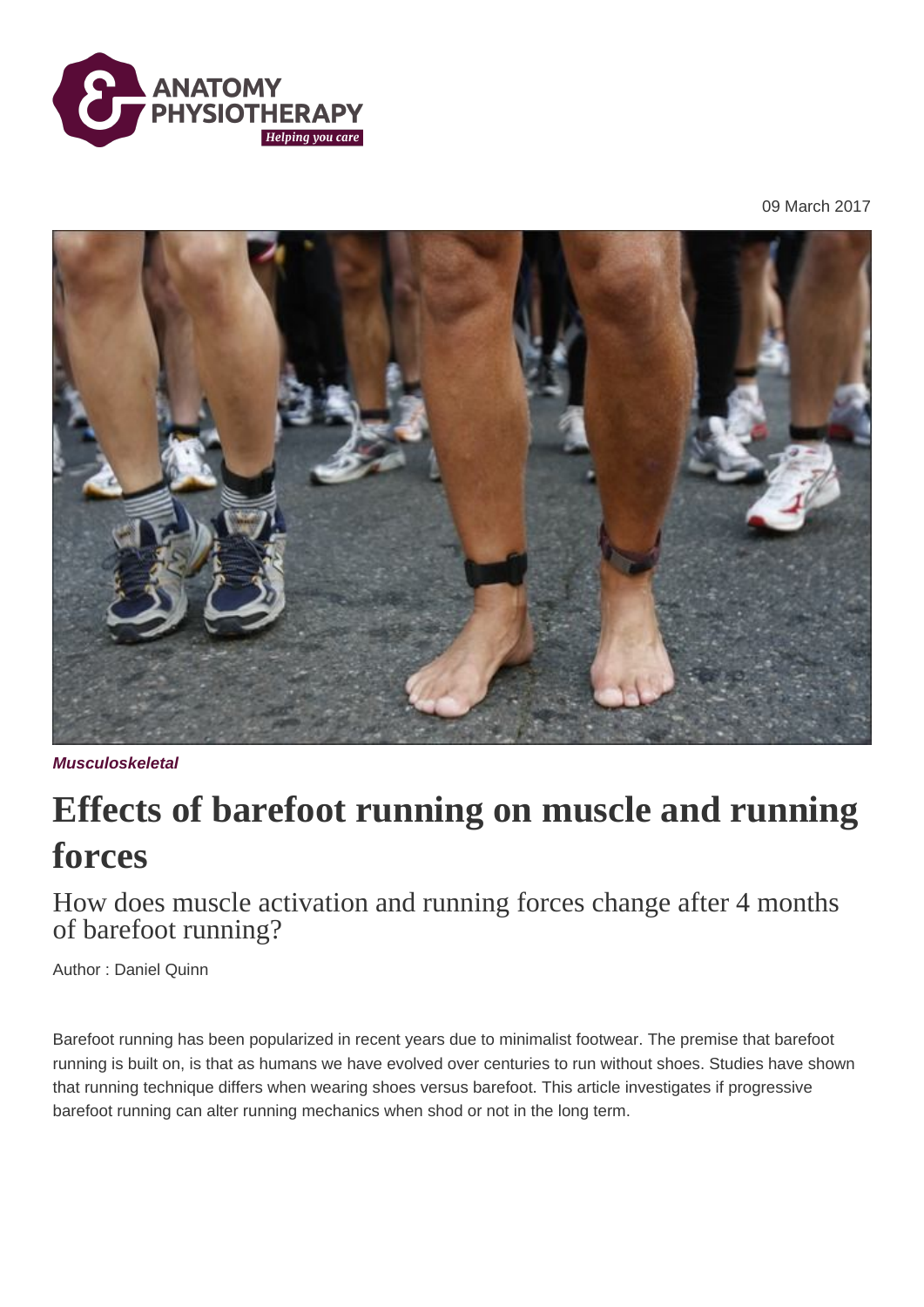09 March 2017

***Musculoskeletal***

# Effects of barefoot running on muscle and running forces

## How does muscle activation and running forces change after 4 months of barefoot running?

Author : Daniel Quinn

Barefoot running has been popularized in recent years due to minimalist footwear. The premise that barefoot running is built on, is that as humans we have evolved over centuries to run without shoes. Studies have shown that running technique differs when wearing shoes versus barefoot. This article investigates if progressive barefoot running can alter running mechanics when shod or not in the long term.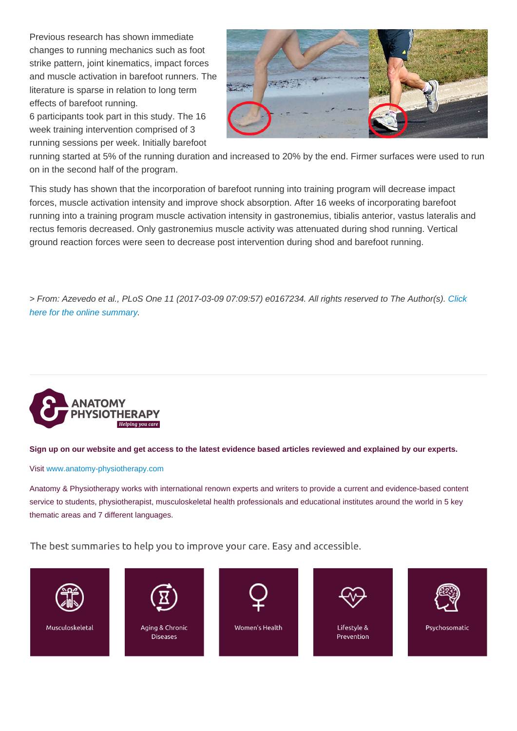Previous research has shown immediate changes to running mechanics such as foot strike pattern, joint kinematics, impact forces and muscle activation in barefoot runners. The literature is sparse in relation to long term effects of barefoot running.

6 participants took part in this study. The 16 week training intervention comprised of 3 running sessions per week. Initially barefoot running started at 5% of the running duration and increased to 20% by the end. Firmer surfaces were used to run on in the second half of the program.

This study has shown that the incorporation of barefoot running into training program will decrease impact forces, muscle activation intensity and improve shock absorption. After 16 weeks of incorporating barefoot running into a training program muscle activation intensity in gastronemius, tibialis anterior, vastus lateralis and rectus femoris decreased. Only gastronemius muscle activity was attenuated during shod running. Vertical ground reaction forces were seen to decrease post intervention during shod and barefoot running.

*> From: Azevedo et al., PLoS One 11 (2017-03-09 07:09:57) e0167234. All rights reserved to The Author(s). Click here for the online summary.*

---

ANATOMY PHYSIOTHERAPY

*Helping you care*

**Sign up on our website and get access to the latest evidence based articles reviewed and explained by our experts.**

Visit www.anatomy-physiotherapy.com

Anatomy & Physiotherapy works with international renown experts and writers to provide a current and evidence-based content service to students, physiotherapist, musculoskeletal health professionals and educational institutes around the world in 5 key thematic areas and 7 different languages.

The best summaries to help you to improve your care. Easy and accessible.

Musculoskeletal

Aging & Chronic Diseases

Women's Health

Lifestyle & Prevention

Psychosomatic